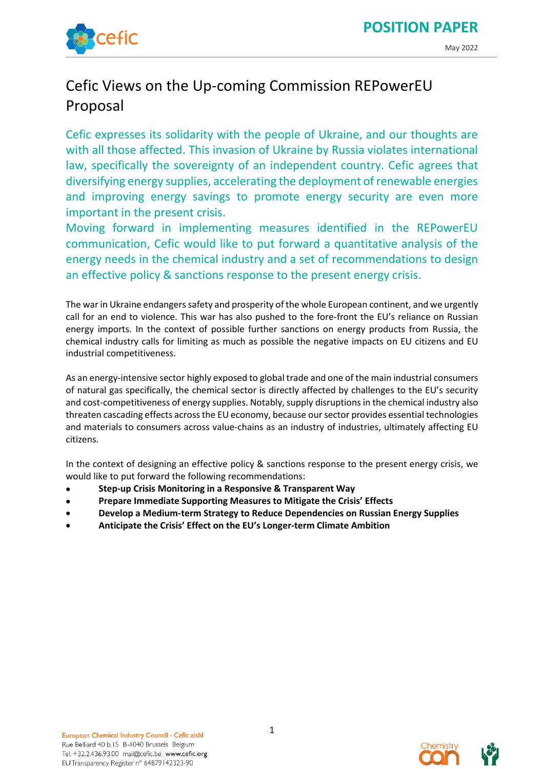POSITION PAPER

May 2022

# Cefic Views on the Up-coming Commission REPowerEU Proposal

Cefic expresses its solidarity with the people of Ukraine, and our thoughts are with all those affected. This invasion of Ukraine by Russia violates international law, specifically the sovereignty of an independent country. Cefic agrees that diversifying energy supplies, accelerating the deployment of renewable energies and improving energy savings to promote energy security are even more important in the present crisis.

Moving forward in implementing measures identified in the REPowerEU communication, Cefic would like to put forward a quantitative analysis of the energy needs in the chemical industry and a set of recommendations to design an effective policy & sanctions response to the present energy crisis.

The war in Ukraine endangers safety and prosperity of the whole European continent, and we urgently call for an end to violence. This war has also pushed to the fore-front the EU's reliance on Russian energy imports. In the context of possible further sanctions on energy products from Russia, the chemical industry calls for limiting as much as possible the negative impacts on EU citizens and EU industrial competitiveness.

As an energy-intensive sector highly exposed to global trade and one of the main industrial consumers of natural gas specifically, the chemical sector is directly affected by challenges to the EU's security and cost-competitiveness of energy supplies. Notably, supply disruptions in the chemical industry also threaten cascading effects across the EU economy, because our sector provides essential technologies and materials to consumers across value-chains as an industry of industries, ultimately affecting EU citizens.

In the context of designing an effective policy & sanctions response to the present energy crisis, we would like to put forward the following recommendations:

- **Step-up Crisis Monitoring in a Responsive & Transparent Way**
- **Prepare Immediate Supporting Measures to Mitigate the Crisis' Effects**
- **Develop a Medium-term Strategy to Reduce Dependencies on Russian Energy Supplies**
- **Anticipate the Crisis' Effect on the EU's Longer-term Climate Ambition**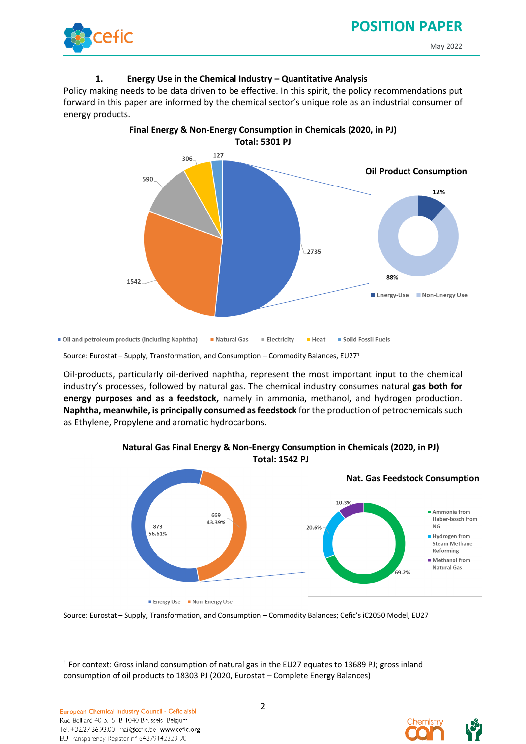## 1. Energy Use in the Chemical Industry – Quantitative Analysis

Policy making needs to be data driven to be effective. In this spirit, the policy recommendations put forward in this paper are informed by the chemical sector's unique role as an industrial consumer of energy products.

**Final Energy & Non-Energy Consumption in Chemicals (2020, in PJ)**
**Total: 5301 PJ**

| Commodity | PJ |
|---|---|
| Oil and petroleum products (including Naphtha) | 2735 |
| Natural Gas | 1542 |
| Electricity | 590 |
| Heat | 306 |
| Solid Fossil Fuels | 127 |

**Oil Product Consumption**

| Use | Share |
|---|---|
| Energy-Use | 12% |
| Non-Energy Use | 88% |

Source: Eurostat – Supply, Transformation, and Consumption – Commodity Balances, EU27[1]

Oil-products, particularly oil-derived naphtha, represent the most important input to the chemical industry's processes, followed by natural gas. The chemical industry consumes natural **gas both for energy purposes and as a feedstock,** namely in ammonia, methanol, and hydrogen production. **Naphtha, meanwhile, is principally consumed as feedstock** for the production of petrochemicals such as Ethylene, Propylene and aromatic hydrocarbons.

**Natural Gas Final Energy & Non-Energy Consumption in Chemicals (2020, in PJ)**
**Total: 1542 PJ**

| Use | PJ | Share |
|---|---|---|
| Energy Use | 873 | 56.61% |
| Non-Energy Use | 669 | 43.39% |

**Nat. Gas Feedstock Consumption**

| Feedstock | Share |
|---|---|
| Ammonia from Haber-bosch from NG | 69.2% |
| Hydrogen from Steam Methane Reforming | 20.6% |
| Methanol from Natural Gas | 10.3% |

Source: Eurostat – Supply, Transformation, and Consumption – Commodity Balances; Cefic's iC2050 Model, EU27

[1] For context: Gross inland consumption of natural gas in the EU27 equates to 13689 PJ; gross inland consumption of oil products to 18303 PJ (2020, Eurostat – Complete Energy Balances)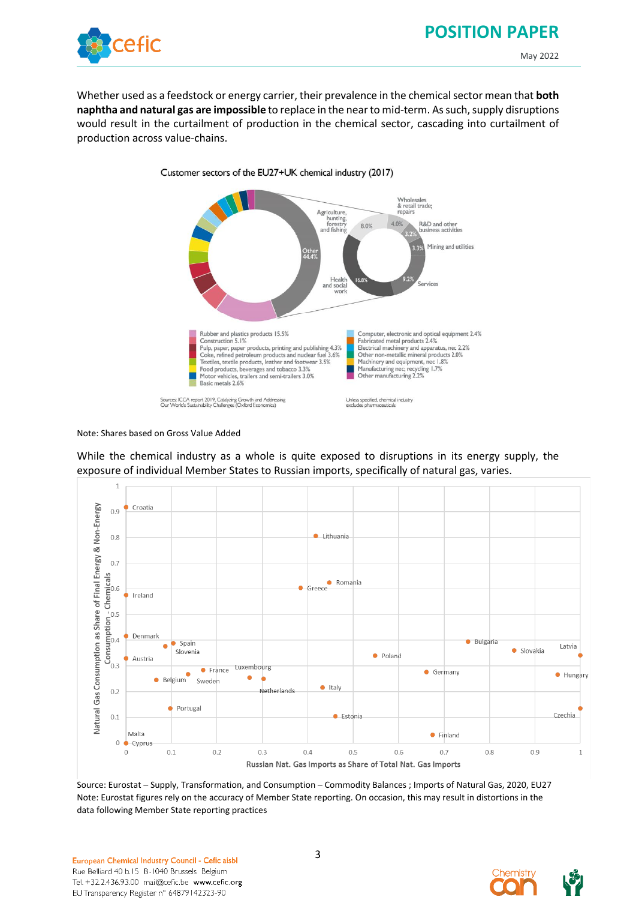Whether used as a feedstock or energy carrier, their prevalence in the chemical sector mean that **both naphtha and natural gas are impossible** to replace in the near to mid-term. As such, supply disruptions would result in the curtailment of production in the chemical sector, cascading into curtailment of production across value-chains.

Customer sectors of the EU27+UK chemical industry (2017)

Note: Shares based on Gross Value Added

While the chemical industry as a whole is quite exposed to disruptions in its energy supply, the exposure of individual Member States to Russian imports, specifically of natural gas, varies.

Source: Eurostat – Supply, Transformation, and Consumption – Commodity Balances ; Imports of Natural Gas, 2020, EU27
Note: Eurostat figures rely on the accuracy of Member State reporting. On occasion, this may result in distortions in the data following Member State reporting practices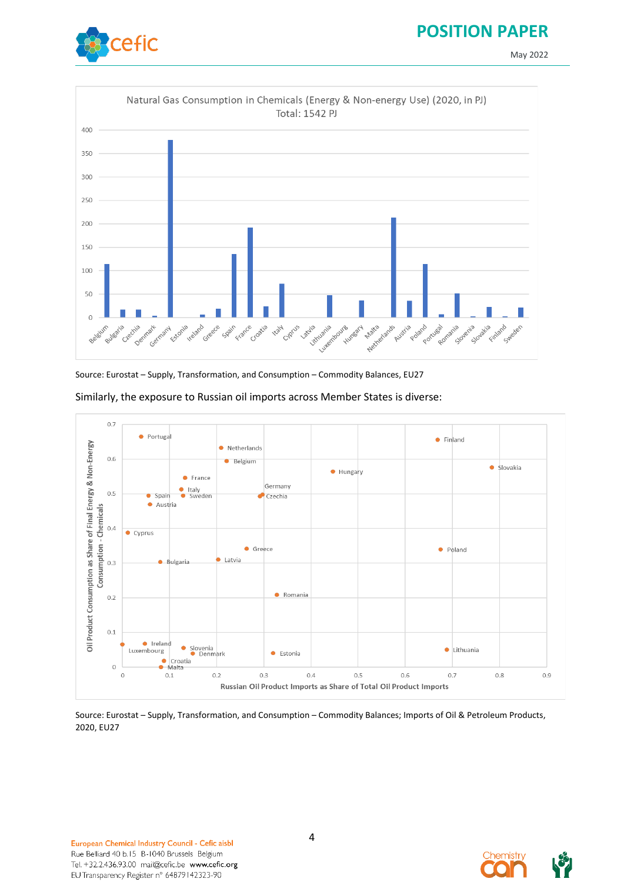Natural Gas Consumption in Chemicals (Energy & Non-energy Use) (2020, in PJ)
Total: 1542 PJ

Source: Eurostat – Supply, Transformation, and Consumption – Commodity Balances, EU27

Similarly, the exposure to Russian oil imports across Member States is diverse:

Source: Eurostat – Supply, Transformation, and Consumption – Commodity Balances; Imports of Oil & Petroleum Products, 2020, EU27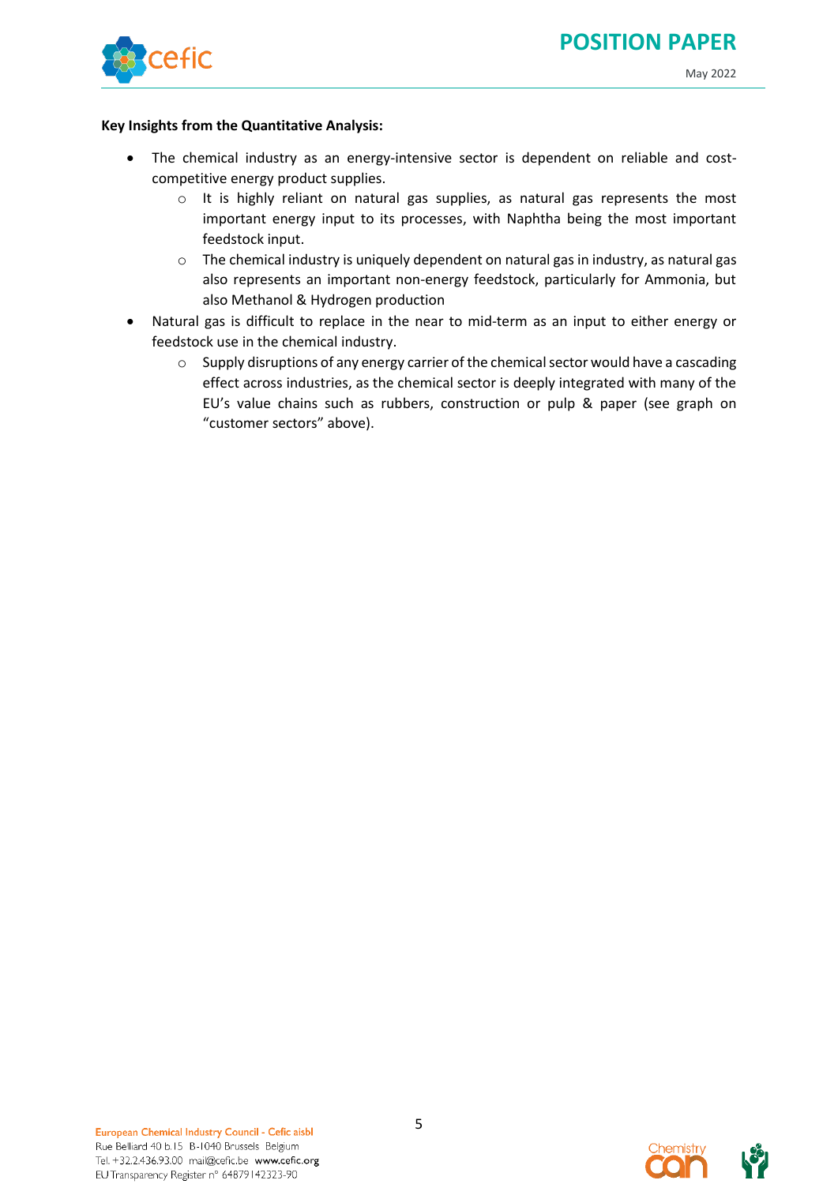**Key Insights from the Quantitative Analysis:**

- The chemical industry as an energy-intensive sector is dependent on reliable and cost-competitive energy product supplies.
  - It is highly reliant on natural gas supplies, as natural gas represents the most important energy input to its processes, with Naphtha being the most important feedstock input.
  - The chemical industry is uniquely dependent on natural gas in industry, as natural gas also represents an important non-energy feedstock, particularly for Ammonia, but also Methanol & Hydrogen production
- Natural gas is difficult to replace in the near to mid-term as an input to either energy or feedstock use in the chemical industry.
  - Supply disruptions of any energy carrier of the chemical sector would have a cascading effect across industries, as the chemical sector is deeply integrated with many of the EU's value chains such as rubbers, construction or pulp & paper (see graph on "customer sectors" above).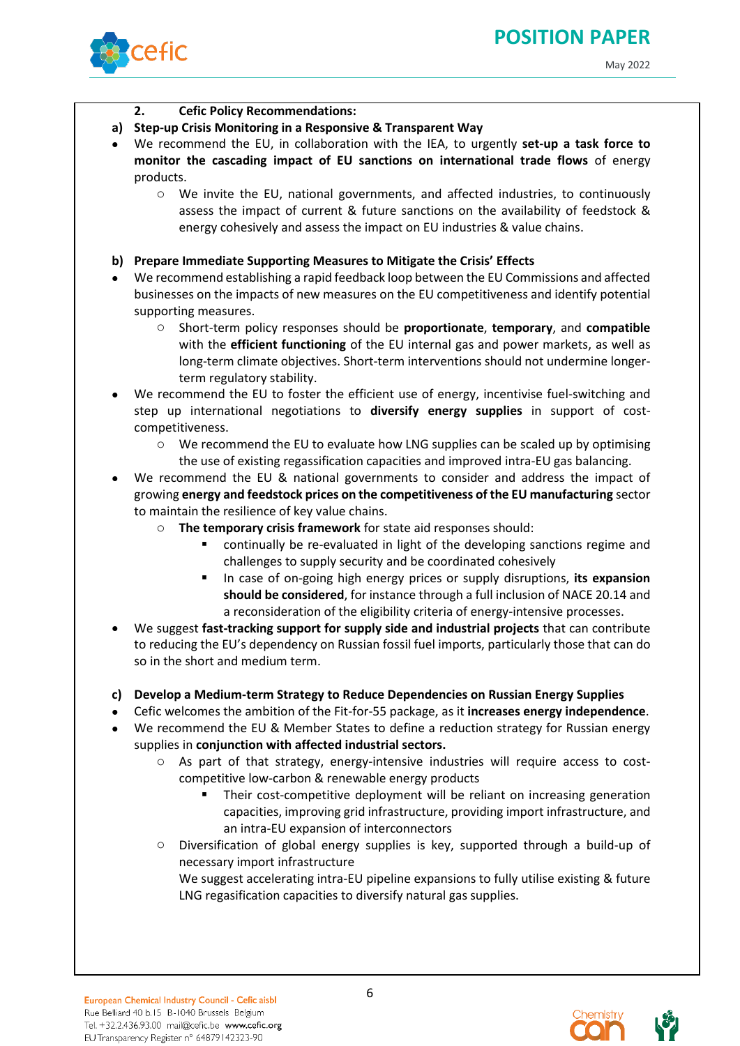## 2. Cefic Policy Recommendations:

### a) Step-up Crisis Monitoring in a Responsive & Transparent Way

- We recommend the EU, in collaboration with the IEA, to urgently **set-up a task force to monitor the cascading impact of EU sanctions on international trade flows** of energy products.
  - We invite the EU, national governments, and affected industries, to continuously assess the impact of current & future sanctions on the availability of feedstock & energy cohesively and assess the impact on EU industries & value chains.

### b) Prepare Immediate Supporting Measures to Mitigate the Crisis' Effects

- We recommend establishing a rapid feedback loop between the EU Commissions and affected businesses on the impacts of new measures on the EU competitiveness and identify potential supporting measures.
  - Short-term policy responses should be **proportionate**, **temporary**, and **compatible** with the **efficient functioning** of the EU internal gas and power markets, as well as long-term climate objectives. Short-term interventions should not undermine longer-term regulatory stability.
- We recommend the EU to foster the efficient use of energy, incentivise fuel-switching and step up international negotiations to **diversify energy supplies** in support of cost-competitiveness.
  - We recommend the EU to evaluate how LNG supplies can be scaled up by optimising the use of existing regassification capacities and improved intra-EU gas balancing.
- We recommend the EU & national governments to consider and address the impact of growing **energy and feedstock prices on the competitiveness of the EU manufacturing** sector to maintain the resilience of key value chains.
  - **The temporary crisis framework** for state aid responses should:
    - continually be re-evaluated in light of the developing sanctions regime and challenges to supply security and be coordinated cohesively
    - In case of on-going high energy prices or supply disruptions, **its expansion should be considered**, for instance through a full inclusion of NACE 20.14 and a reconsideration of the eligibility criteria of energy-intensive processes.
- We suggest **fast-tracking support for supply side and industrial projects** that can contribute to reducing the EU's dependency on Russian fossil fuel imports, particularly those that can do so in the short and medium term.

### c) Develop a Medium-term Strategy to Reduce Dependencies on Russian Energy Supplies

- Cefic welcomes the ambition of the Fit-for-55 package, as it **increases energy independence**.
- We recommend the EU & Member States to define a reduction strategy for Russian energy supplies in **conjunction with affected industrial sectors.**
  - As part of that strategy, energy-intensive industries will require access to cost-competitive low-carbon & renewable energy products
    - Their cost-competitive deployment will be reliant on increasing generation capacities, improving grid infrastructure, providing import infrastructure, and an intra-EU expansion of interconnectors
  - Diversification of global energy supplies is key, supported through a build-up of necessary import infrastructure
    We suggest accelerating intra-EU pipeline expansions to fully utilise existing & future LNG regasification capacities to diversify natural gas supplies.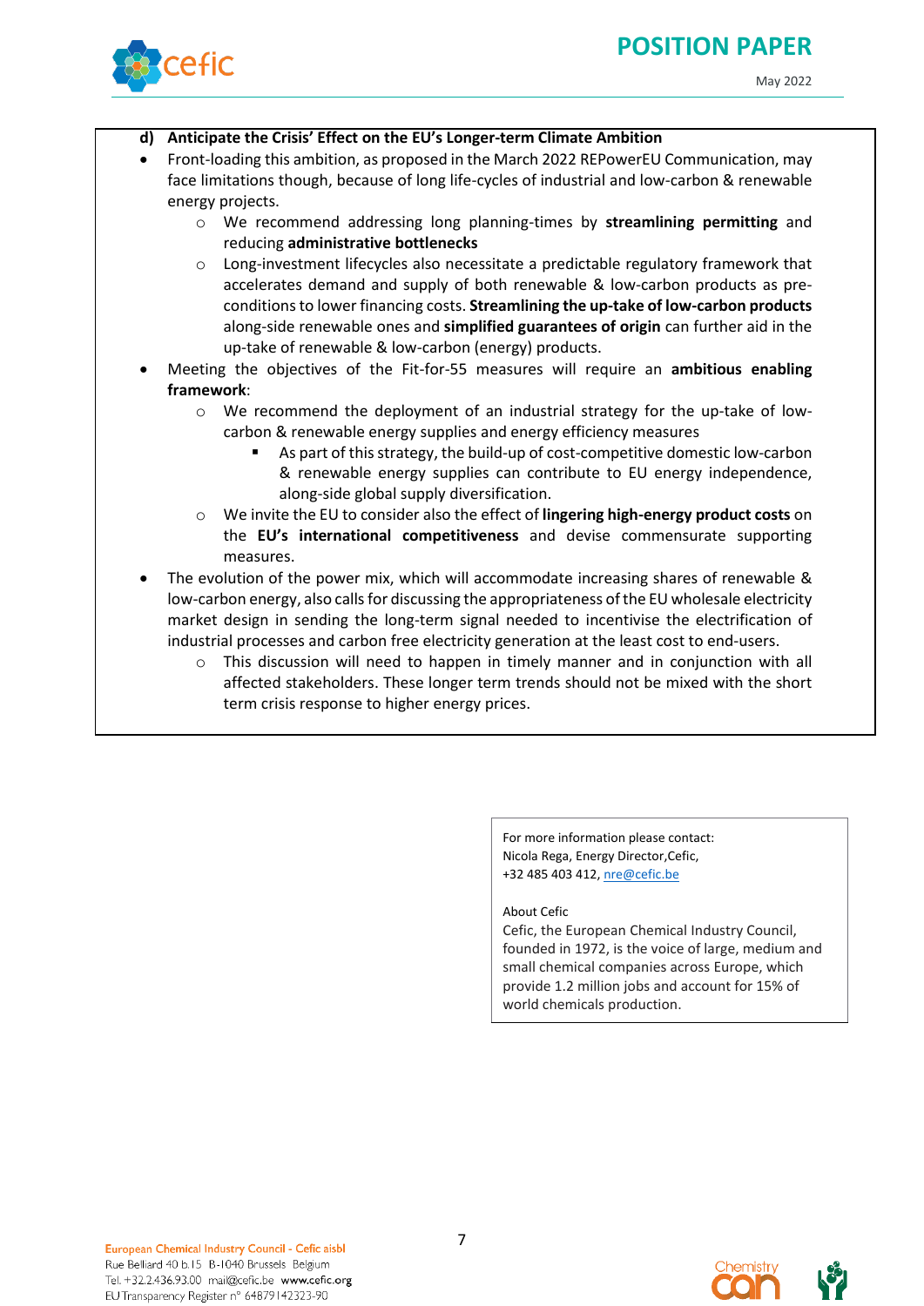**d) Anticipate the Crisis' Effect on the EU's Longer-term Climate Ambition**

- Front-loading this ambition, as proposed in the March 2022 REPowerEU Communication, may face limitations though, because of long life-cycles of industrial and low-carbon & renewable energy projects.
  - We recommend addressing long planning-times by **streamlining permitting** and reducing **administrative bottlenecks**
  - Long-investment lifecycles also necessitate a predictable regulatory framework that accelerates demand and supply of both renewable & low-carbon products as pre-conditions to lower financing costs. **Streamlining the up-take of low-carbon products** along-side renewable ones and **simplified guarantees of origin** can further aid in the up-take of renewable & low-carbon (energy) products.
- Meeting the objectives of the Fit-for-55 measures will require an **ambitious enabling framework**:
  - We recommend the deployment of an industrial strategy for the up-take of low-carbon & renewable energy supplies and energy efficiency measures
    - As part of this strategy, the build-up of cost-competitive domestic low-carbon & renewable energy supplies can contribute to EU energy independence, along-side global supply diversification.
  - We invite the EU to consider also the effect of **lingering high-energy product costs** on the **EU's international competitiveness** and devise commensurate supporting measures.
- The evolution of the power mix, which will accommodate increasing shares of renewable & low-carbon energy, also calls for discussing the appropriateness of the EU wholesale electricity market design in sending the long-term signal needed to incentivise the electrification of industrial processes and carbon free electricity generation at the least cost to end-users.
  - This discussion will need to happen in timely manner and in conjunction with all affected stakeholders. These longer term trends should not be mixed with the short term crisis response to higher energy prices.

For more information please contact:
Nicola Rega, Energy Director,Cefic,
+32 485 403 412, nre@cefic.be

About Cefic
Cefic, the European Chemical Industry Council, founded in 1972, is the voice of large, medium and small chemical companies across Europe, which provide 1.2 million jobs and account for 15% of world chemicals production.